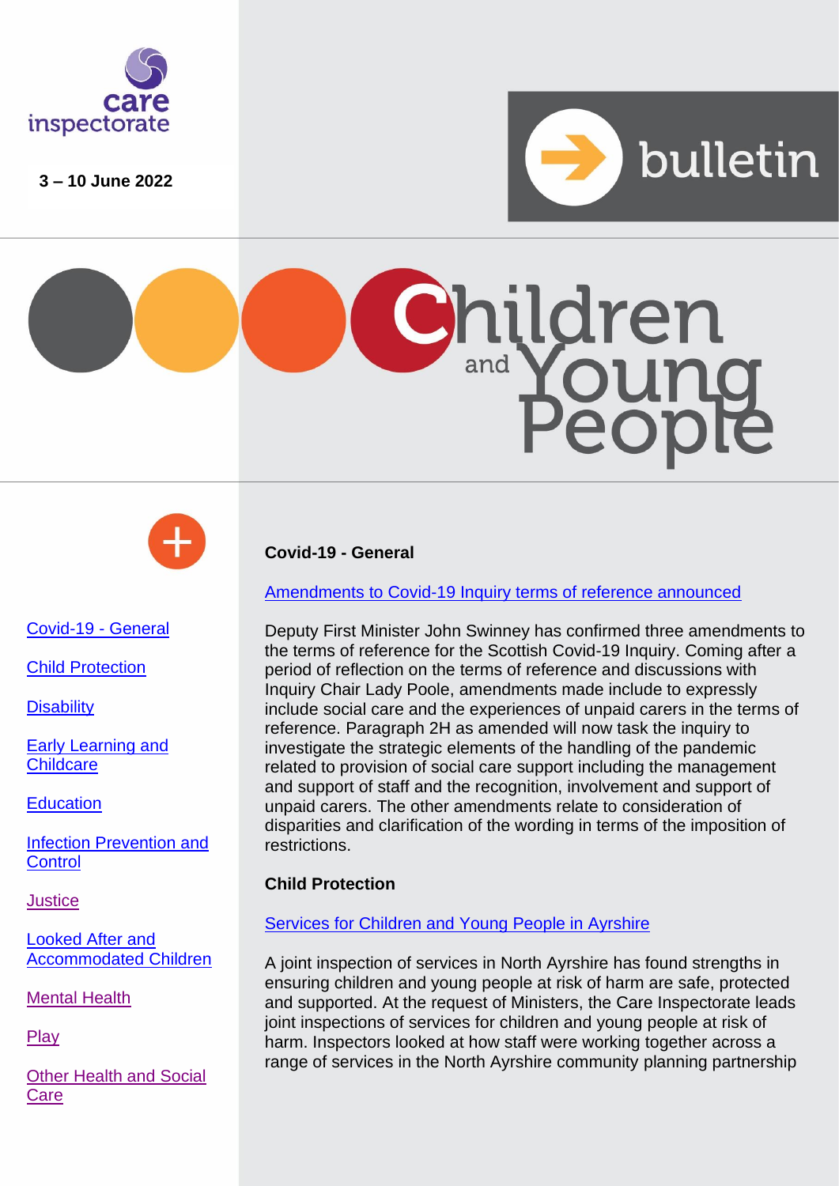care inspectorate

3 – 10 June 2022

bulletin

# Children and Young People

- [Covid-19 - General]
- [Child Protection]
- [Disability]
- [Early Learning and Childcare]
- [Education]
- [Infection Prevention and Control]
- [Justice]
- [Looked After and Accommodated Children]
- [Mental Health]
- [Play]
- [Other Health and Social Care]

## Covid-19 - General

[Amendments to Covid-19 Inquiry terms of reference announced]

Deputy First Minister John Swinney has confirmed three amendments to the terms of reference for the Scottish Covid-19 Inquiry. Coming after a period of reflection on the terms of reference and discussions with Inquiry Chair Lady Poole, amendments made include to expressly include social care and the experiences of unpaid carers in the terms of reference. Paragraph 2H as amended will now task the inquiry to investigate the strategic elements of the handling of the pandemic related to provision of social care support including the management and support of staff and the recognition, involvement and support of unpaid carers. The other amendments relate to consideration of disparities and clarification of the wording in terms of the imposition of restrictions.

## Child Protection

[Services for Children and Young People in Ayrshire]

A joint inspection of services in North Ayrshire has found strengths in ensuring children and young people at risk of harm are safe, protected and supported. At the request of Ministers, the Care Inspectorate leads joint inspections of services for children and young people at risk of harm. Inspectors looked at how staff were working together across a range of services in the North Ayrshire community planning partnership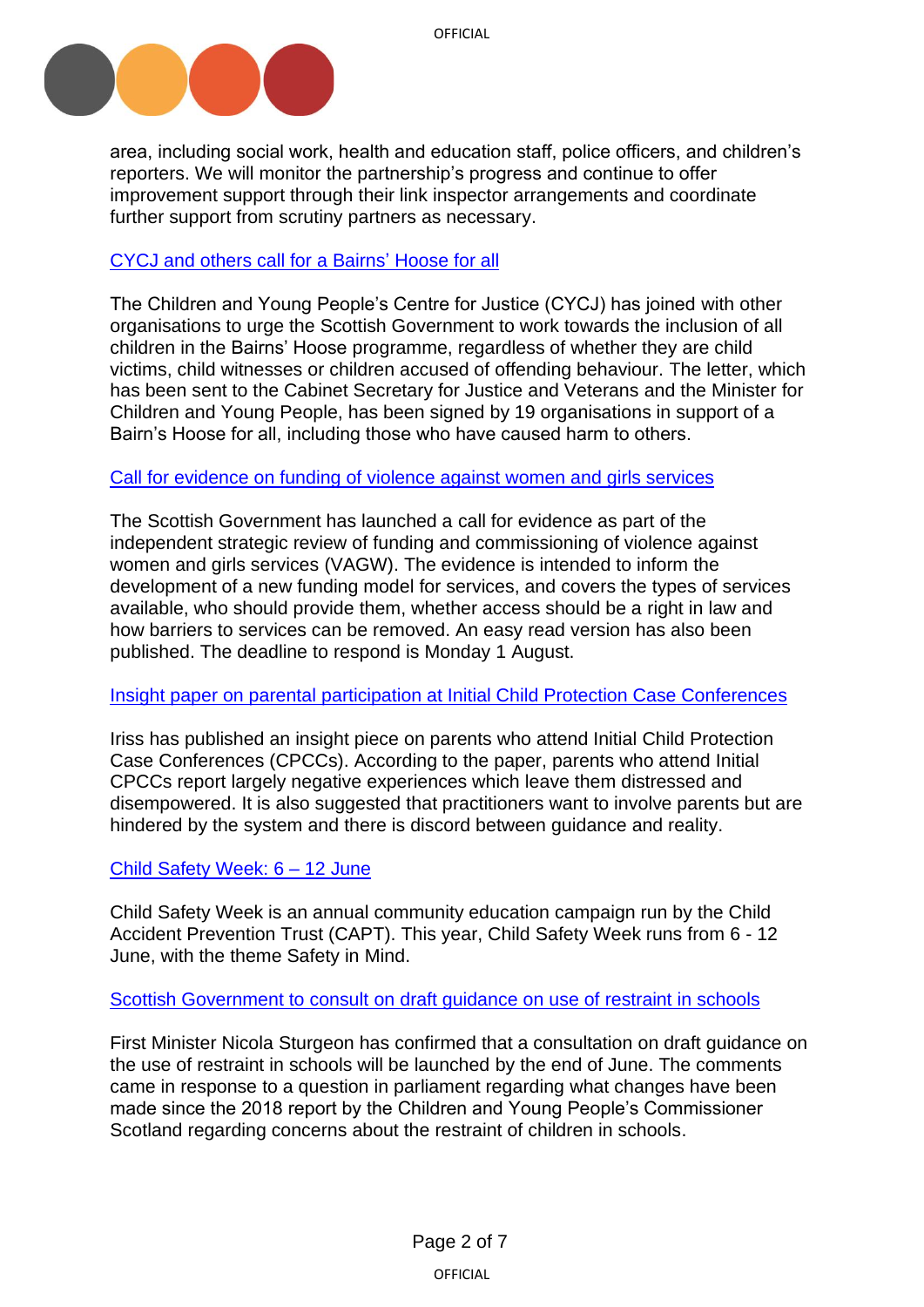area, including social work, health and education staff, police officers, and children's reporters. We will monitor the partnership's progress and continue to offer improvement support through their link inspector arrangements and coordinate further support from scrutiny partners as necessary.

[CYCJ and others call for a Bairns' Hoose for all]

The Children and Young People's Centre for Justice (CYCJ) has joined with other organisations to urge the Scottish Government to work towards the inclusion of all children in the Bairns' Hoose programme, regardless of whether they are child victims, child witnesses or children accused of offending behaviour. The letter, which has been sent to the Cabinet Secretary for Justice and Veterans and the Minister for Children and Young People, has been signed by 19 organisations in support of a Bairn's Hoose for all, including those who have caused harm to others.

[Call for evidence on funding of violence against women and girls services]

The Scottish Government has launched a call for evidence as part of the independent strategic review of funding and commissioning of violence against women and girls services (VAGW). The evidence is intended to inform the development of a new funding model for services, and covers the types of services available, who should provide them, whether access should be a right in law and how barriers to services can be removed. An easy read version has also been published. The deadline to respond is Monday 1 August.

[Insight paper on parental participation at Initial Child Protection Case Conferences]

Iriss has published an insight piece on parents who attend Initial Child Protection Case Conferences (CPCCs). According to the paper, parents who attend Initial CPCCs report largely negative experiences which leave them distressed and disempowered. It is also suggested that practitioners want to involve parents but are hindered by the system and there is discord between guidance and reality.

[Child Safety Week: 6 – 12 June]

Child Safety Week is an annual community education campaign run by the Child Accident Prevention Trust (CAPT). This year, Child Safety Week runs from 6 - 12 June, with the theme Safety in Mind.

[Scottish Government to consult on draft guidance on use of restraint in schools]

First Minister Nicola Sturgeon has confirmed that a consultation on draft guidance on the use of restraint in schools will be launched by the end of June. The comments came in response to a question in parliament regarding what changes have been made since the 2018 report by the Children and Young People's Commissioner Scotland regarding concerns about the restraint of children in schools.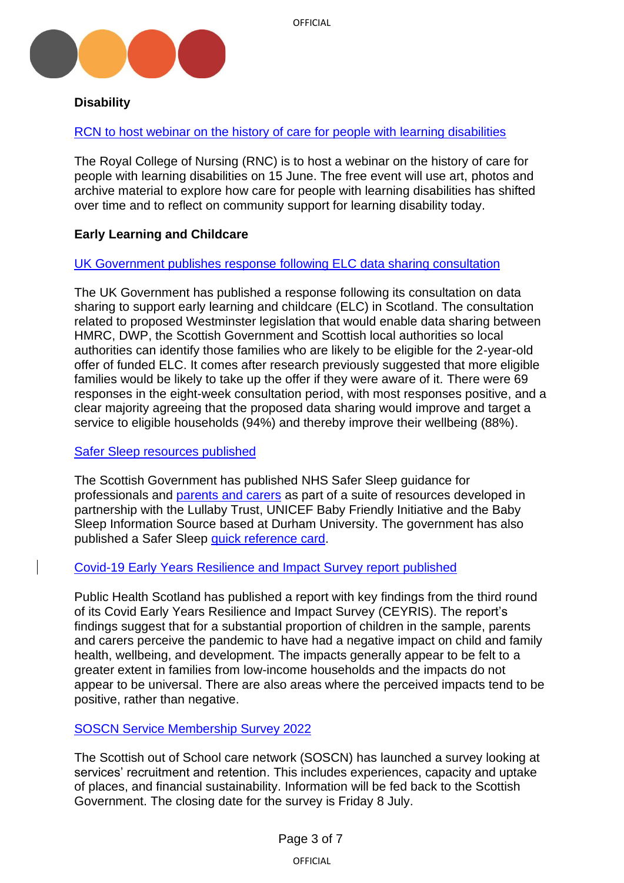**Disability**

[RCN to host webinar on the history of care for people with learning disabilities]

The Royal College of Nursing (RNC) is to host a webinar on the history of care for people with learning disabilities on 15 June. The free event will use art, photos and archive material to explore how care for people with learning disabilities has shifted over time and to reflect on community support for learning disability today.

**Early Learning and Childcare**

[UK Government publishes response following ELC data sharing consultation]

The UK Government has published a response following its consultation on data sharing to support early learning and childcare (ELC) in Scotland. The consultation related to proposed Westminster legislation that would enable data sharing between HMRC, DWP, the Scottish Government and Scottish local authorities so local authorities can identify those families who are likely to be eligible for the 2-year-old offer of funded ELC. It comes after research previously suggested that more eligible families would be likely to take up the offer if they were aware of it. There were 69 responses in the eight-week consultation period, with most responses positive, and a clear majority agreeing that the proposed data sharing would improve and target a service to eligible households (94%) and thereby improve their wellbeing (88%).

[Safer Sleep resources published]

The Scottish Government has published NHS Safer Sleep guidance for professionals and [parents and carers] as part of a suite of resources developed in partnership with the Lullaby Trust, UNICEF Baby Friendly Initiative and the Baby Sleep Information Source based at Durham University. The government has also published a Safer Sleep [quick reference card].

[Covid-19 Early Years Resilience and Impact Survey report published]

Public Health Scotland has published a report with key findings from the third round of its Covid Early Years Resilience and Impact Survey (CEYRIS). The report's findings suggest that for a substantial proportion of children in the sample, parents and carers perceive the pandemic to have had a negative impact on child and family health, wellbeing, and development. The impacts generally appear to be felt to a greater extent in families from low-income households and the impacts do not appear to be universal. There are also areas where the perceived impacts tend to be positive, rather than negative.

[SOSCN Service Membership Survey 2022]

The Scottish out of School care network (SOSCN) has launched a survey looking at services' recruitment and retention. This includes experiences, capacity and uptake of places, and financial sustainability. Information will be fed back to the Scottish Government. The closing date for the survey is Friday 8 July.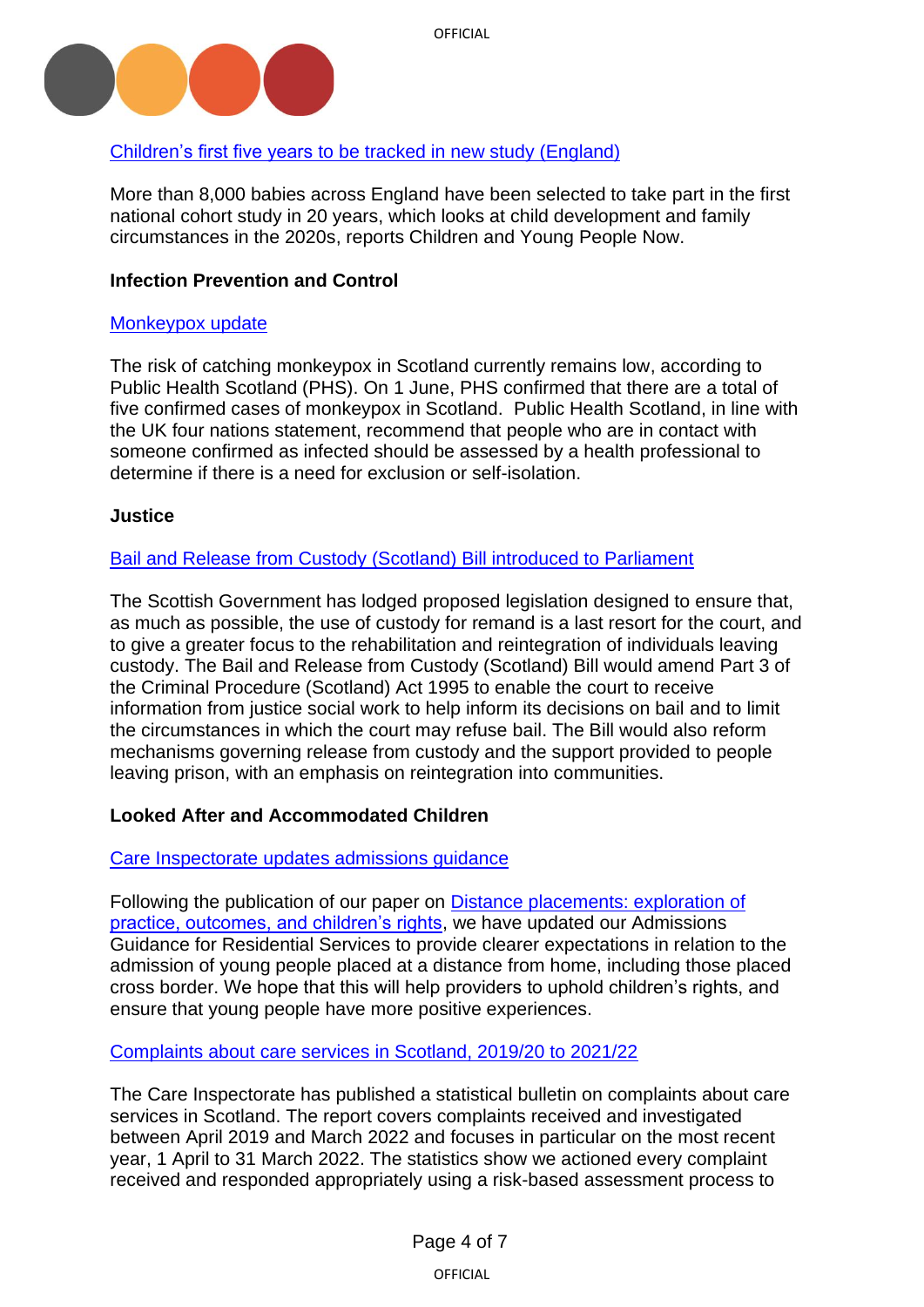[Children's first five years to be tracked in new study (England)]

More than 8,000 babies across England have been selected to take part in the first national cohort study in 20 years, which looks at child development and family circumstances in the 2020s, reports Children and Young People Now.

**Infection Prevention and Control**

[Monkeypox update]

The risk of catching monkeypox in Scotland currently remains low, according to Public Health Scotland (PHS). On 1 June, PHS confirmed that there are a total of five confirmed cases of monkeypox in Scotland. Public Health Scotland, in line with the UK four nations statement, recommend that people who are in contact with someone confirmed as infected should be assessed by a health professional to determine if there is a need for exclusion or self-isolation.

**Justice**

[Bail and Release from Custody (Scotland) Bill introduced to Parliament]

The Scottish Government has lodged proposed legislation designed to ensure that, as much as possible, the use of custody for remand is a last resort for the court, and to give a greater focus to the rehabilitation and reintegration of individuals leaving custody. The Bail and Release from Custody (Scotland) Bill would amend Part 3 of the Criminal Procedure (Scotland) Act 1995 to enable the court to receive information from justice social work to help inform its decisions on bail and to limit the circumstances in which the court may refuse bail. The Bill would also reform mechanisms governing release from custody and the support provided to people leaving prison, with an emphasis on reintegration into communities.

**Looked After and Accommodated Children**

[Care Inspectorate updates admissions guidance]

Following the publication of our paper on [Distance placements: exploration of practice, outcomes, and children's rights], we have updated our Admissions Guidance for Residential Services to provide clearer expectations in relation to the admission of young people placed at a distance from home, including those placed cross border. We hope that this will help providers to uphold children's rights, and ensure that young people have more positive experiences.

[Complaints about care services in Scotland, 2019/20 to 2021/22]

The Care Inspectorate has published a statistical bulletin on complaints about care services in Scotland. The report covers complaints received and investigated between April 2019 and March 2022 and focuses in particular on the most recent year, 1 April to 31 March 2022. The statistics show we actioned every complaint received and responded appropriately using a risk-based assessment process to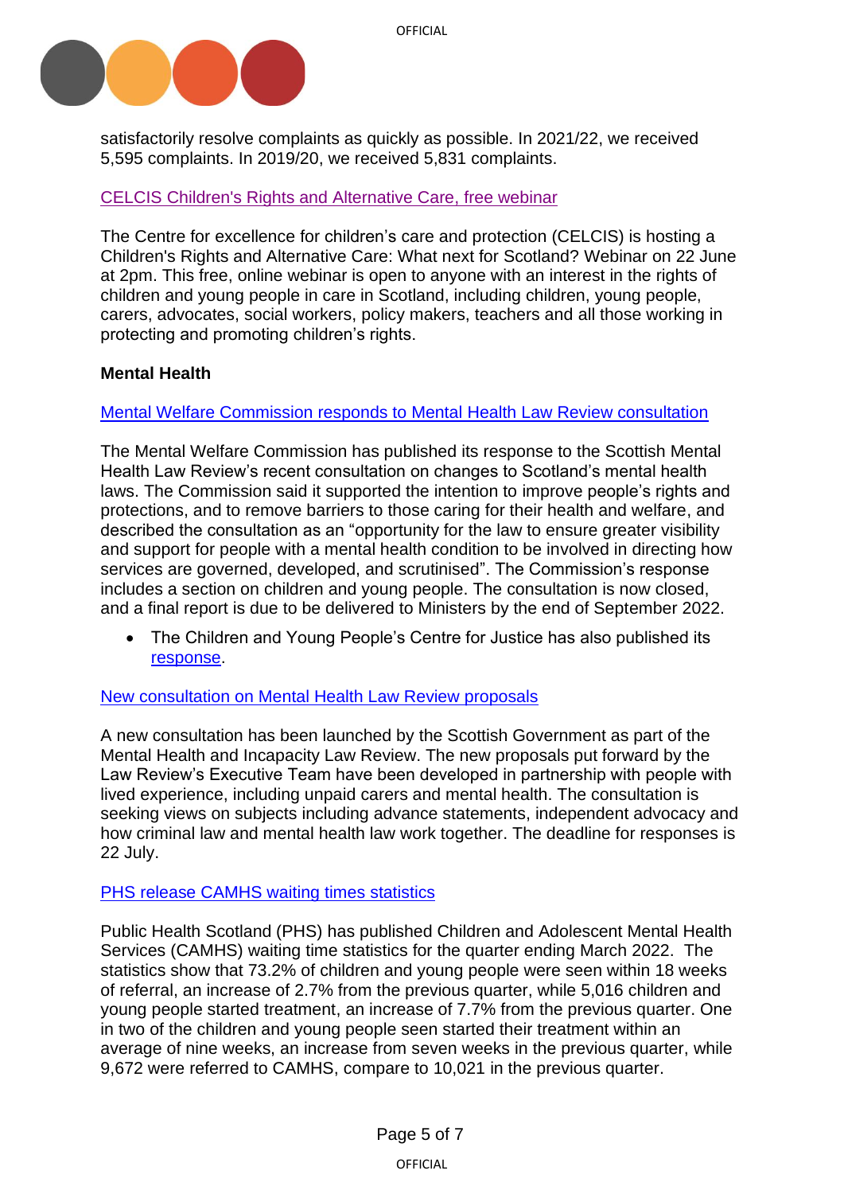satisfactorily resolve complaints as quickly as possible. In 2021/22, we received 5,595 complaints. In 2019/20, we received 5,831 complaints.

[CELCIS Children's Rights and Alternative Care, free webinar]

The Centre for excellence for children's care and protection (CELCIS) is hosting a Children's Rights and Alternative Care: What next for Scotland? Webinar on 22 June at 2pm. This free, online webinar is open to anyone with an interest in the rights of children and young people in care in Scotland, including children, young people, carers, advocates, social workers, policy makers, teachers and all those working in protecting and promoting children's rights.

**Mental Health**

[Mental Welfare Commission responds to Mental Health Law Review consultation]

The Mental Welfare Commission has published its response to the Scottish Mental Health Law Review's recent consultation on changes to Scotland's mental health laws. The Commission said it supported the intention to improve people's rights and protections, and to remove barriers to those caring for their health and welfare, and described the consultation as an "opportunity for the law to ensure greater visibility and support for people with a mental health condition to be involved in directing how services are governed, developed, and scrutinised". The Commission's response includes a section on children and young people. The consultation is now closed, and a final report is due to be delivered to Ministers by the end of September 2022.

- The Children and Young People's Centre for Justice has also published its [response].

[New consultation on Mental Health Law Review proposals]

A new consultation has been launched by the Scottish Government as part of the Mental Health and Incapacity Law Review. The new proposals put forward by the Law Review's Executive Team have been developed in partnership with people with lived experience, including unpaid carers and mental health. The consultation is seeking views on subjects including advance statements, independent advocacy and how criminal law and mental health law work together. The deadline for responses is 22 July.

[PHS release CAMHS waiting times statistics]

Public Health Scotland (PHS) has published Children and Adolescent Mental Health Services (CAMHS) waiting time statistics for the quarter ending March 2022. The statistics show that 73.2% of children and young people were seen within 18 weeks of referral, an increase of 2.7% from the previous quarter, while 5,016 children and young people started treatment, an increase of 7.7% from the previous quarter. One in two of the children and young people seen started their treatment within an average of nine weeks, an increase from seven weeks in the previous quarter, while 9,672 were referred to CAMHS, compare to 10,021 in the previous quarter.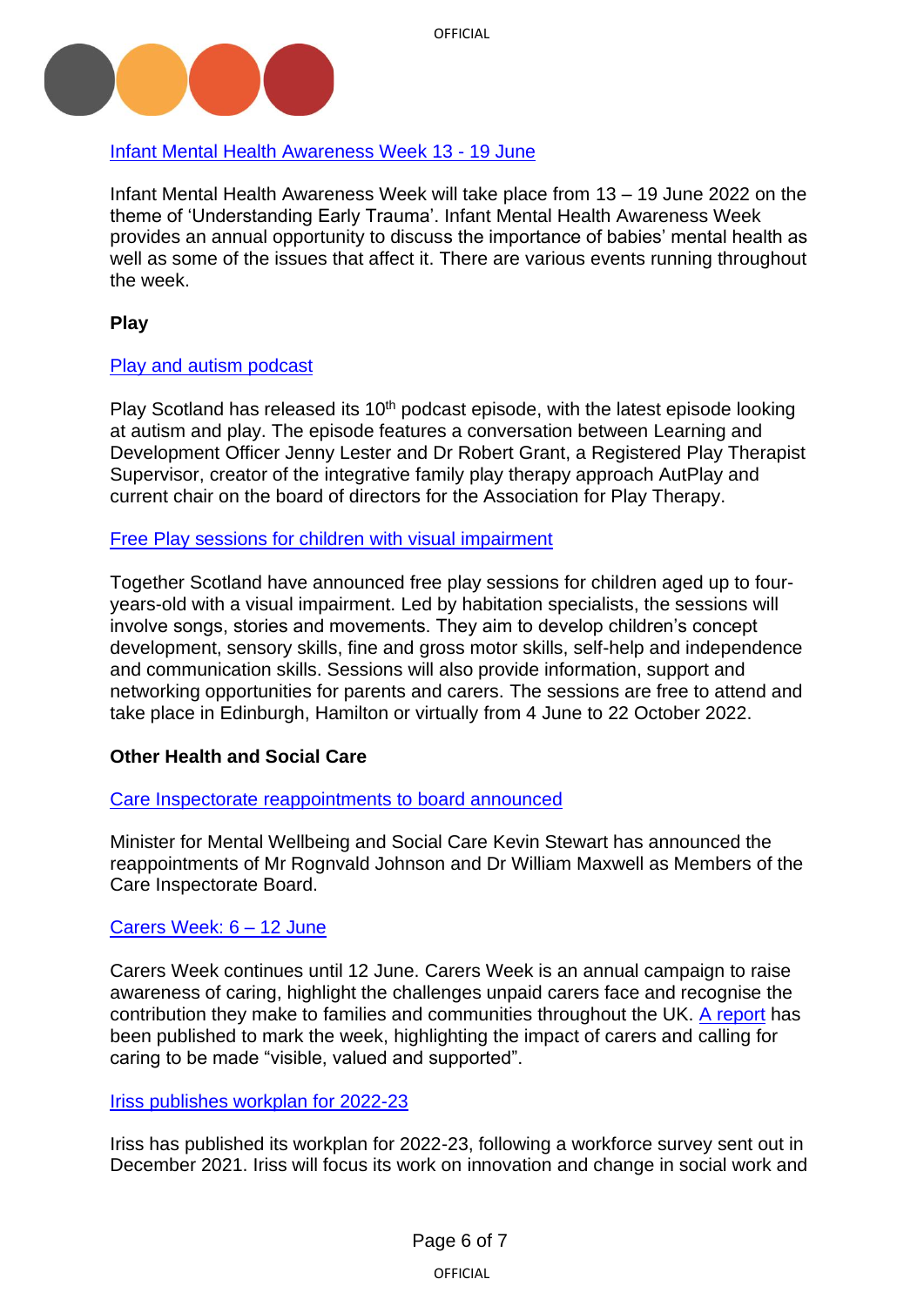[Infant Mental Health Awareness Week 13 - 19 June]

Infant Mental Health Awareness Week will take place from 13 – 19 June 2022 on the theme of 'Understanding Early Trauma'. Infant Mental Health Awareness Week provides an annual opportunity to discuss the importance of babies' mental health as well as some of the issues that affect it. There are various events running throughout the week.

**Play**

[Play and autism podcast]

Play Scotland has released its 10th podcast episode, with the latest episode looking at autism and play. The episode features a conversation between Learning and Development Officer Jenny Lester and Dr Robert Grant, a Registered Play Therapist Supervisor, creator of the integrative family play therapy approach AutPlay and current chair on the board of directors for the Association for Play Therapy.

[Free Play sessions for children with visual impairment]

Together Scotland have announced free play sessions for children aged up to four-years-old with a visual impairment. Led by habitation specialists, the sessions will involve songs, stories and movements. They aim to develop children's concept development, sensory skills, fine and gross motor skills, self-help and independence and communication skills. Sessions will also provide information, support and networking opportunities for parents and carers. The sessions are free to attend and take place in Edinburgh, Hamilton or virtually from 4 June to 22 October 2022.

**Other Health and Social Care**

[Care Inspectorate reappointments to board announced]

Minister for Mental Wellbeing and Social Care Kevin Stewart has announced the reappointments of Mr Rognvald Johnson and Dr William Maxwell as Members of the Care Inspectorate Board.

[Carers Week: 6 – 12 June]

Carers Week continues until 12 June. Carers Week is an annual campaign to raise awareness of caring, highlight the challenges unpaid carers face and recognise the contribution they make to families and communities throughout the UK. [A report] has been published to mark the week, highlighting the impact of carers and calling for caring to be made "visible, valued and supported".

[Iriss publishes workplan for 2022-23]

Iriss has published its workplan for 2022-23, following a workforce survey sent out in December 2021. Iriss will focus its work on innovation and change in social work and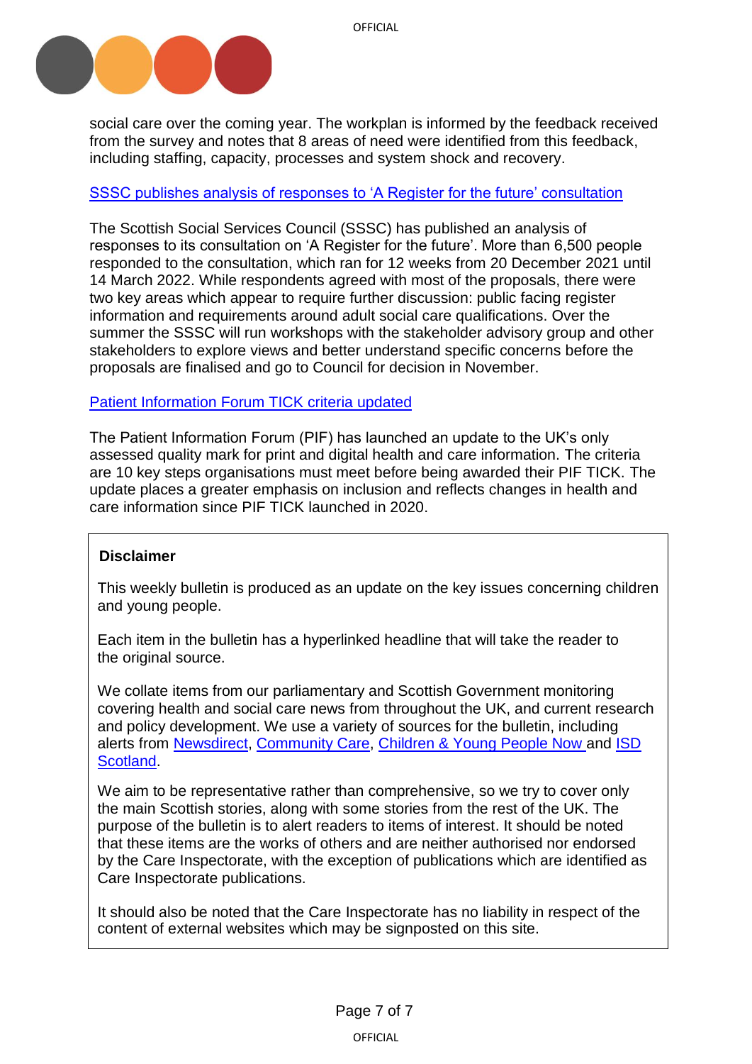social care over the coming year. The workplan is informed by the feedback received from the survey and notes that 8 areas of need were identified from this feedback, including staffing, capacity, processes and system shock and recovery.

### SSSC publishes analysis of responses to 'A Register for the future' consultation

The Scottish Social Services Council (SSSC) has published an analysis of responses to its consultation on 'A Register for the future'. More than 6,500 people responded to the consultation, which ran for 12 weeks from 20 December 2021 until 14 March 2022. While respondents agreed with most of the proposals, there were two key areas which appear to require further discussion: public facing register information and requirements around adult social care qualifications. Over the summer the SSSC will run workshops with the stakeholder advisory group and other stakeholders to explore views and better understand specific concerns before the proposals are finalised and go to Council for decision in November.

### Patient Information Forum TICK criteria updated

The Patient Information Forum (PIF) has launched an update to the UK's only assessed quality mark for print and digital health and care information. The criteria are 10 key steps organisations must meet before being awarded their PIF TICK. The update places a greater emphasis on inclusion and reflects changes in health and care information since PIF TICK launched in 2020.

**Disclaimer**

This weekly bulletin is produced as an update on the key issues concerning children and young people.

Each item in the bulletin has a hyperlinked headline that will take the reader to the original source.

We collate items from our parliamentary and Scottish Government monitoring covering health and social care news from throughout the UK, and current research and policy development. We use a variety of sources for the bulletin, including alerts from Newsdirect, Community Care, Children & Young People Now and ISD Scotland.

We aim to be representative rather than comprehensive, so we try to cover only the main Scottish stories, along with some stories from the rest of the UK. The purpose of the bulletin is to alert readers to items of interest. It should be noted that these items are the works of others and are neither authorised nor endorsed by the Care Inspectorate, with the exception of publications which are identified as Care Inspectorate publications.

It should also be noted that the Care Inspectorate has no liability in respect of the content of external websites which may be signposted on this site.